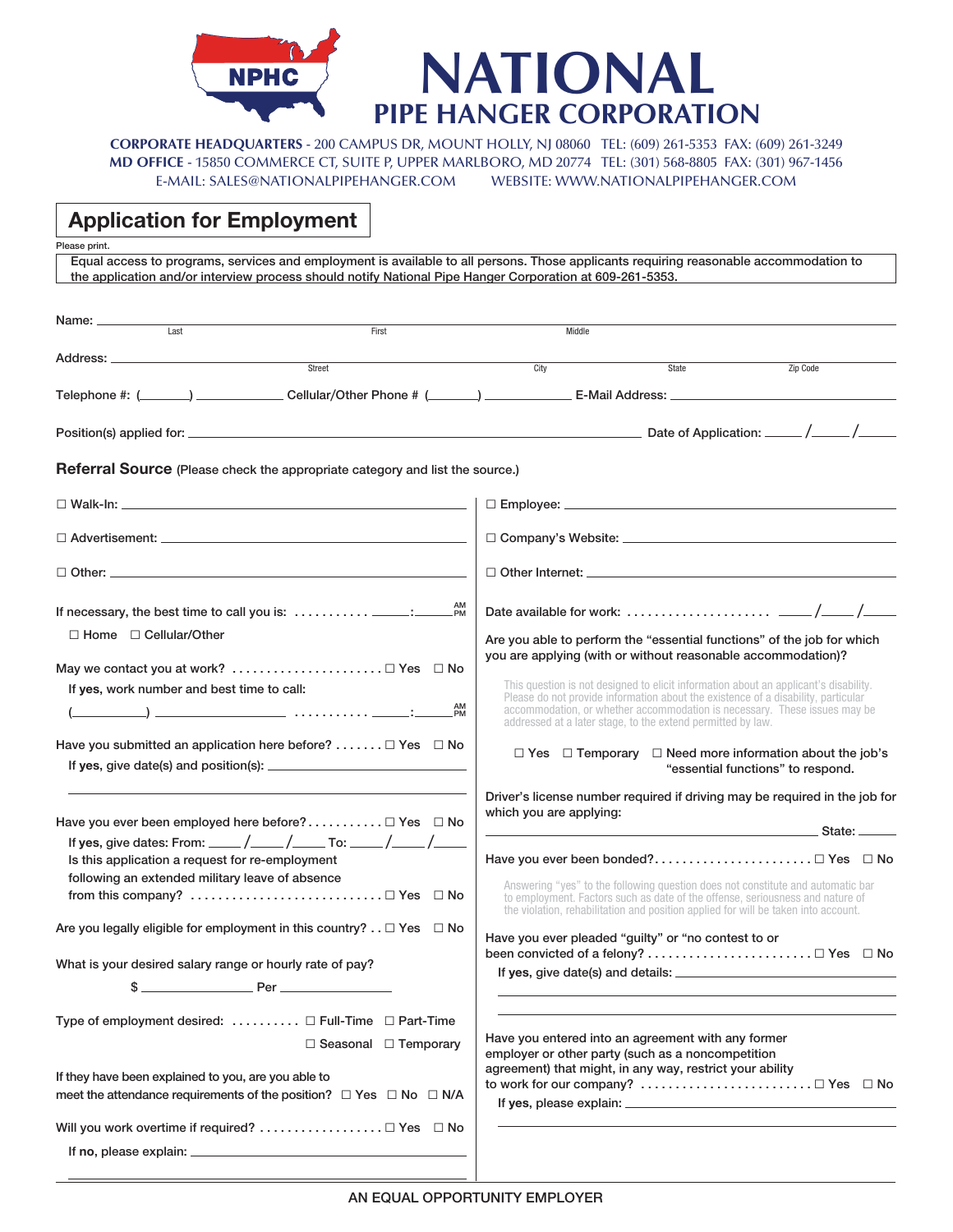# NATIONAL PIPE HANGER CORPORATION

**CORPORATE HEADQUARTERS** - 200 CAMPUS DR, MOUNT HOLLY, NJ 08060 TEL: (609) 261-5353 FAX: (609) 261-3249
**MD OFFICE** - 15850 COMMERCE CT, SUITE P, UPPER MARLBORO, MD 20774 TEL: (301) 568-8805 FAX: (301) 967-1456
E-MAIL: SALES@NATIONALPIPEHANGER.COM WEBSITE: WWW.NATIONALPIPEHANGER.COM

## Application for Employment

Please print.

Equal access to programs, services and employment is available to all persons. Those applicants requiring reasonable accommodation to the application and/or interview process should notify National Pipe Hanger Corporation at 609-261-5353.

Name: ______________________________________________
Last First Middle

Address: ______________________________________________
Street City State Zip Code

Telephone #: (_______) ____________ Cellular/Other Phone # (_______) ____________ E-Mail Address: ______________

Position(s) applied for: ______________________________ Date of Application: _____/_____/_____

**Referral Source** (Please check the appropriate category and list the source.)

☐ Walk-In: ______________________

☐ Advertisement: ______________________

☐ Other: ______________________

☐ Employee: ______________________

☐ Company's Website: ______________________

☐ Other Internet: ______________________

If necessary, the best time to call you is: .......... _____:_____ AM/PM

☐ Home ☐ Cellular/Other

May we contact you at work? .................... ☐ Yes ☐ No

If **yes**, work number and best time to call:

(__________) ______________ .......... _____:_____ AM/PM

Have you submitted an application here before? ....... ☐ Yes ☐ No

If **yes**, give date(s) and position(s): ______________________

Have you ever been employed here before? .......... ☐ Yes ☐ No

If **yes**, give dates: From: _____/_____/_____ To: _____/_____/_____

Is this application a request for re-employment following an extended military leave of absence from this company? .......................... ☐ Yes ☐ No

Are you legally eligible for employment in this country? . . ☐ Yes ☐ No

What is your desired salary range or hourly rate of pay?

$ ______________ Per ______________

Type of employment desired: .......... ☐ Full-Time ☐ Part-Time ☐ Seasonal ☐ Temporary

If they have been explained to you, are you able to meet the attendance requirements of the position? ☐ Yes ☐ No ☐ N/A

Will you work overtime if required? ................ ☐ Yes ☐ No

If **no**, please explain: ______________________

Date available for work: .................... _____/_____/_____

Are you able to perform the "essential functions" of the job for which you are applying (with or without reasonable accommodation)?

This question is not designed to elicit information about an applicant's disability. Please do not provide information about the existence of a disability, particular accommodation, or whether accommodation is necessary. These issues may be addressed at a later stage, to the extend permitted by law.

☐ Yes ☐ Temporary ☐ Need more information about the job's "essential functions" to respond.

Driver's license number required if driving may be required in the job for which you are applying:

______________________ State: _____

Have you ever been bonded? ...................... ☐ Yes ☐ No

Answering "yes" to the following question does not constitute and automatic bar to employment. Factors such as date of the offense, seriousness and nature of the violation, rehabilitation and position applied for will be taken into account.

Have you ever pleaded "guilty" or "no contest to or been convicted of a felony? ........................ ☐ Yes ☐ No

If **yes**, give date(s) and details: ______________________

Have you entered into an agreement with any former employer or other party (such as a noncompetition agreement) that might, in any way, restrict your ability to work for our company? ........................ ☐ Yes ☐ No

If **yes**, please explain: ______________________

AN EQUAL OPPORTUNITY EMPLOYER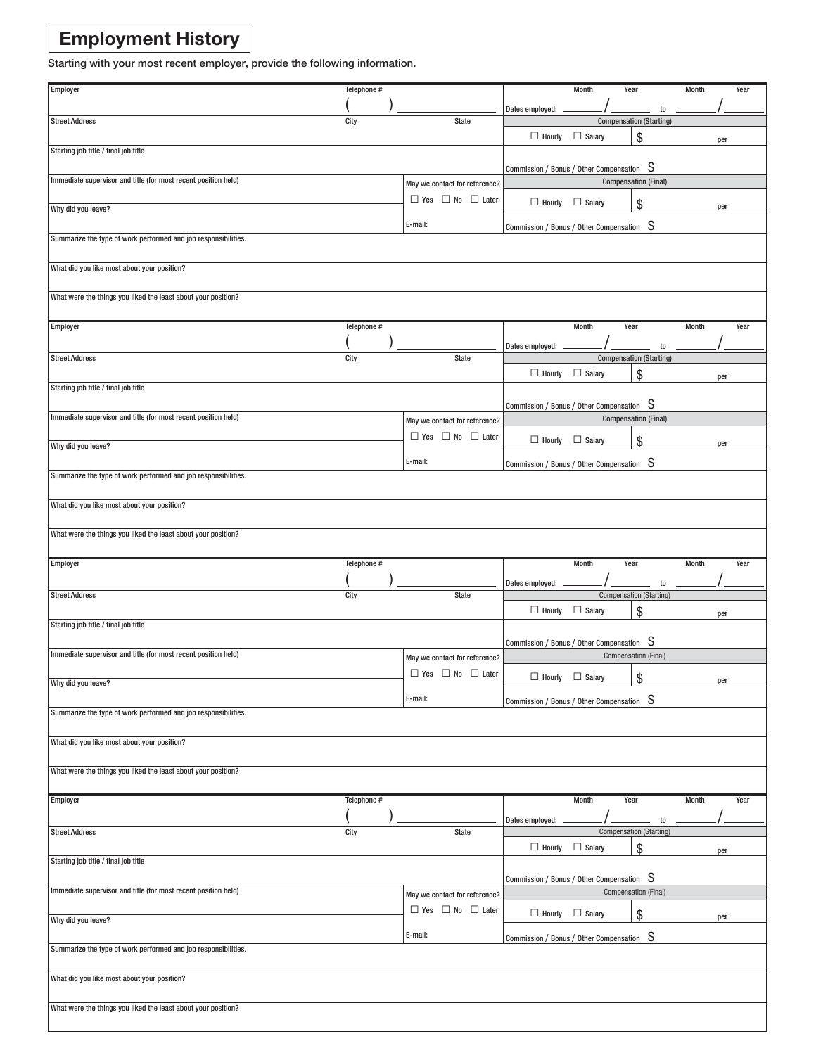# Employment History

Starting with your most recent employer, provide the following information.

| Employer | Telephone # ( ) | Dates employed: Month / Year to Month / Year |
|---|---|---|
| Street Address | City / State | Compensation (Starting)<br>☐ Hourly ☐ Salary $ per |
| Starting job title / final job title | | Commission / Bonus / Other Compensation $ |
| Immediate supervisor and title (for most recent position held) | May we contact for reference?<br>☐ Yes ☐ No ☐ Later | Compensation (Final)<br>☐ Hourly ☐ Salary $ per |
| Why did you leave? | E-mail: | Commission / Bonus / Other Compensation $ |
| Summarize the type of work performed and job responsibilities. | | |
| What did you like most about your position? | | |
| What were the things you liked the least about your position? | | |

| Employer | Telephone # ( ) | Dates employed: Month / Year to Month / Year |
|---|---|---|
| Street Address | City / State | Compensation (Starting)<br>☐ Hourly ☐ Salary $ per |
| Starting job title / final job title | | Commission / Bonus / Other Compensation $ |
| Immediate supervisor and title (for most recent position held) | May we contact for reference?<br>☐ Yes ☐ No ☐ Later | Compensation (Final)<br>☐ Hourly ☐ Salary $ per |
| Why did you leave? | E-mail: | Commission / Bonus / Other Compensation $ |
| Summarize the type of work performed and job responsibilities. | | |
| What did you like most about your position? | | |
| What were the things you liked the least about your position? | | |

| Employer | Telephone # ( ) | Dates employed: Month / Year to Month / Year |
|---|---|---|
| Street Address | City / State | Compensation (Starting)<br>☐ Hourly ☐ Salary $ per |
| Starting job title / final job title | | Commission / Bonus / Other Compensation $ |
| Immediate supervisor and title (for most recent position held) | May we contact for reference?<br>☐ Yes ☐ No ☐ Later | Compensation (Final)<br>☐ Hourly ☐ Salary $ per |
| Why did you leave? | E-mail: | Commission / Bonus / Other Compensation $ |
| Summarize the type of work performed and job responsibilities. | | |
| What did you like most about your position? | | |
| What were the things you liked the least about your position? | | |

| Employer | Telephone # ( ) | Dates employed: Month / Year to Month / Year |
|---|---|---|
| Street Address | City / State | Compensation (Starting)<br>☐ Hourly ☐ Salary $ per |
| Starting job title / final job title | | Commission / Bonus / Other Compensation $ |
| Immediate supervisor and title (for most recent position held) | May we contact for reference?<br>☐ Yes ☐ No ☐ Later | Compensation (Final)<br>☐ Hourly ☐ Salary $ per |
| Why did you leave? | E-mail: | Commission / Bonus / Other Compensation $ |
| Summarize the type of work performed and job responsibilities. | | |
| What did you like most about your position? | | |
| What were the things you liked the least about your position? | | |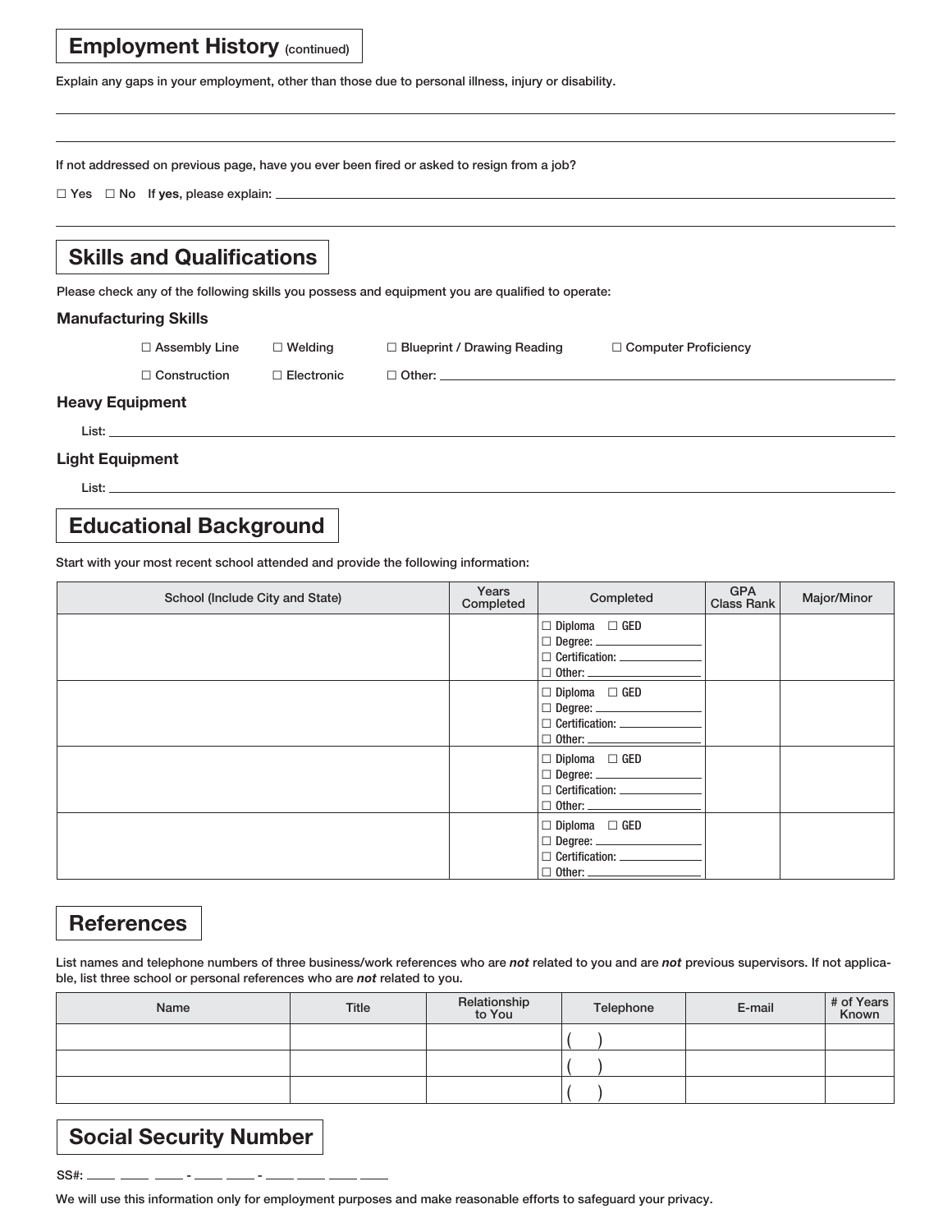## Employment History (continued)

Explain any gaps in your employment, other than those due to personal illness, injury or disability.

\_\_\_\_\_\_\_\_\_\_\_\_\_\_\_\_\_\_\_\_\_\_\_\_\_\_\_\_\_\_\_\_\_\_\_\_\_\_\_\_\_\_\_\_\_\_\_\_\_\_\_\_\_\_\_\_\_\_\_\_\_\_\_\_\_\_\_\_\_\_\_\_\_\_\_\_

\_\_\_\_\_\_\_\_\_\_\_\_\_\_\_\_\_\_\_\_\_\_\_\_\_\_\_\_\_\_\_\_\_\_\_\_\_\_\_\_\_\_\_\_\_\_\_\_\_\_\_\_\_\_\_\_\_\_\_\_\_\_\_\_\_\_\_\_\_\_\_\_\_\_\_\_

If not addressed on previous page, have you ever been fired or asked to resign from a job?

☐ Yes ☐ No **If yes**, please explain: \_\_\_\_\_\_\_\_\_\_\_\_\_\_\_\_\_\_\_\_\_\_\_\_\_\_\_\_\_\_\_\_\_\_\_\_\_\_\_\_\_\_\_\_\_\_\_\_

\_\_\_\_\_\_\_\_\_\_\_\_\_\_\_\_\_\_\_\_\_\_\_\_\_\_\_\_\_\_\_\_\_\_\_\_\_\_\_\_\_\_\_\_\_\_\_\_\_\_\_\_\_\_\_\_\_\_\_\_\_\_\_\_\_\_\_\_\_\_\_\_\_\_\_\_

## Skills and Qualifications

Please check any of the following skills you possess and equipment you are qualified to operate:

### Manufacturing Skills

☐ Assembly Line ☐ Welding ☐ Blueprint / Drawing Reading ☐ Computer Proficiency

☐ Construction ☐ Electronic ☐ Other: \_\_\_\_\_\_\_\_\_\_\_\_\_\_\_\_\_\_\_\_\_\_\_\_\_\_\_\_\_\_\_\_\_\_\_\_\_\_\_\_

### Heavy Equipment

List: \_\_\_\_\_\_\_\_\_\_\_\_\_\_\_\_\_\_\_\_\_\_\_\_\_\_\_\_\_\_\_\_\_\_\_\_\_\_\_\_\_\_\_\_\_\_\_\_\_\_\_\_\_\_\_\_\_\_\_\_\_\_\_\_\_\_\_\_\_\_

### Light Equipment

List: \_\_\_\_\_\_\_\_\_\_\_\_\_\_\_\_\_\_\_\_\_\_\_\_\_\_\_\_\_\_\_\_\_\_\_\_\_\_\_\_\_\_\_\_\_\_\_\_\_\_\_\_\_\_\_\_\_\_\_\_\_\_\_\_\_\_\_\_\_\_

## Educational Background

Start with your most recent school attended and provide the following information:

| School (Include City and State) | Years Completed | Completed | GPA Class Rank | Major/Minor |
|---|---|---|---|---|
| | | ☐ Diploma ☐ GED<br>☐ Degree: \_\_\_\_\_\_<br>☐ Certification: \_\_\_\_\_\_<br>☐ Other: \_\_\_\_\_\_ | | |
| | | ☐ Diploma ☐ GED<br>☐ Degree: \_\_\_\_\_\_<br>☐ Certification: \_\_\_\_\_\_<br>☐ Other: \_\_\_\_\_\_ | | |
| | | ☐ Diploma ☐ GED<br>☐ Degree: \_\_\_\_\_\_<br>☐ Certification: \_\_\_\_\_\_<br>☐ Other: \_\_\_\_\_\_ | | |
| | | ☐ Diploma ☐ GED<br>☐ Degree: \_\_\_\_\_\_<br>☐ Certification: \_\_\_\_\_\_<br>☐ Other: \_\_\_\_\_\_ | | |

## References

List names and telephone numbers of three business/work references who are ***not*** related to you and are ***not*** previous supervisors. If not applicable, list three school or personal references who are ***not*** related to you.

| Name | Title | Relationship to You | Telephone | E-mail | # of Years Known |
|---|---|---|---|---|---|
| | | | (    ) | | |
| | | | (    ) | | |
| | | | (    ) | | |

## Social Security Number

SS#: \_\_\_ \_\_\_ \_\_\_ - \_\_\_ \_\_\_ - \_\_\_ \_\_\_ \_\_\_ \_\_\_

We will use this information only for employment purposes and make reasonable efforts to safeguard your privacy.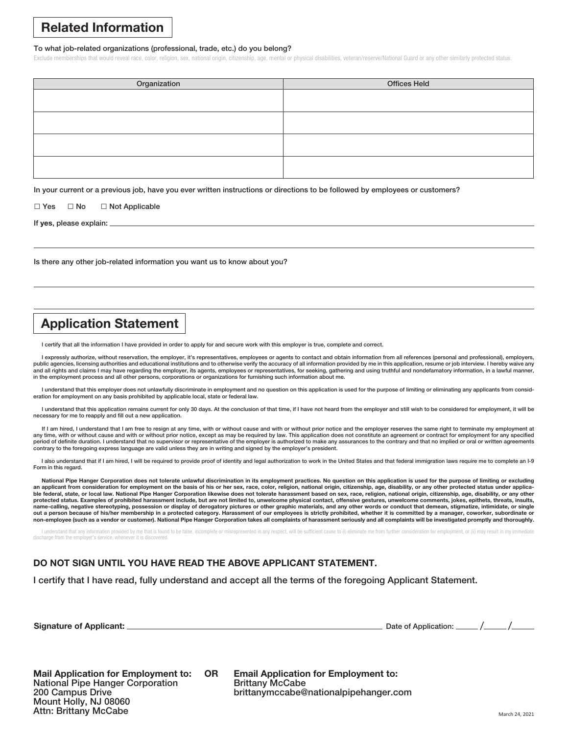## Related Information

**To what job-related organizations (professional, trade, etc.) do you belong?**

Exclude memberships that would reveal race, color, religion, sex, national origin, citizenship, age, mental or physical disabilities, veteran/reserve/National Guard or any other similarly protected status.

| Organization | Offices Held |
|---|---|
| | |
| | |
| | |
| | |

**In your current or a previous job, have you ever written instructions or directions to be followed by employees or customers?**

☐ Yes ☐ No ☐ Not Applicable

If **yes**, please explain: ______________________________

______________________________

**Is there any other job-related information you want us to know about you?**

______________________________

______________________________

## Application Statement

I certify that all the information I have provided in order to apply for and secure work with this employer is true, complete and correct.

I expressly authorize, without reservation, the employer, it's representatives, employees or agents to contact and obtain information from all references (personal and professional), employers, public agencies, licensing authorities and educational institutions and to otherwise verify the accuracy of all information provided by me in this application, resume or job interview. I hereby waive any and all rights and claims I may have regarding the employer, its agents, employees or representatives, for seeking, gathering and using truthful and nondefamatory information, in a lawful manner, in the employment process and all other persons, corporations or organizations for furnishing such information about me.

I understand that this employer does not unlawfully discriminate in employment and no question on this application is used for the purpose of limiting or eliminating any applicants from consideration for employment on any basis prohibited by applicable local, state or federal law.

I understand that this application remains current for only 30 days. At the conclusion of that time, if I have not heard from the employer and still wish to be considered for employment, it will be necessary for me to reapply and fill out a new application.

If I am hired, I understand that I am free to resign at any time, with or without cause and with or without prior notice and the employer reserves the same right to terminate my employment at any time, with or without cause and with or without prior notice, except as may be required by law. This application does not constitute an agreement or contract for employment for any specified period of definite duration. I understand that no supervisor or representative of the employer is authorized to make any assurances to the contrary and that no implied or oral or written agreements contrary to the foregoing express language are valid unless they are in writing and signed by the employer's president.

I also understand that if I am hired, I will be required to provide proof of identity and legal authorization to work in the United States and that federal immigration laws require me to complete an I-9 Form in this regard.

**National Pipe Hanger Corporation does not tolerate unlawful discrimination in its employment practices. No question on this application is used for the purpose of limiting or excluding an applicant from consideration for employment on the basis of his or her sex, race, color, religion, national origin, citizenship, age, disability, or any other protected status under applicable federal, state, or local law. National Pipe Hanger Corporation likewise does not tolerate harassment based on sex, race, religion, national origin, citizenship, age, disability, or any other protected status. Examples of prohibited harassment include, but are not limited to, unwelcome physical contact, offensive gestures, unwelcome comments, jokes, epithets, threats, insults, name-calling, negative stereotyping, possession or display of derogatory pictures or other graphic materials, and any other words or conduct that demean, stigmatize, intimidate, or single out a person because of his/her membership in a protected category. Harassment of our employees is strictly prohibited, whether it is committed by a manager, coworker, subordinate or non-employee (such as a vendor or customer). National Pipe Hanger Corporation takes all complaints of harassment seriously and all complaints will be investigated promptly and thoroughly.**

I understand that any information provided by me that is found to be false, incomplete or misrepresented in any respect, will be sufficient cause to (i) eliminate me from further consideration for employment, or (ii) may result in my immediate discharge from the employer's service, whenever it is discovered.

### DO NOT SIGN UNTIL YOU HAVE READ THE ABOVE APPLICANT STATEMENT.

I certify that I have read, fully understand and accept all the terms of the foregoing Applicant Statement.

**Signature of Applicant:** ______________________________ Date of Application: _____ / _____ / _____

**Mail Application for Employment to:**
National Pipe Hanger Corporation
200 Campus Drive
Mount Holly, NJ 08060
Attn: Brittany McCabe

**OR**

**Email Application for Employment to:**
Brittany McCabe
brittanymccabe@nationalpipehanger.com

March 24, 2021